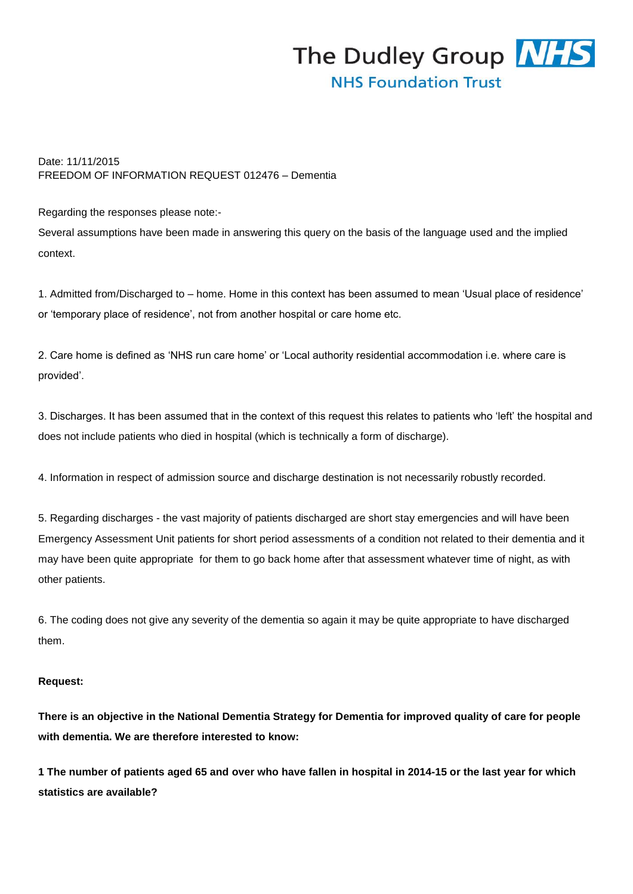The Dudley Group NHS
NHS Foundation Trust

Date: 11/11/2015
FREEDOM OF INFORMATION REQUEST 012476 – Dementia

Regarding the responses please note:-

Several assumptions have been made in answering this query on the basis of the language used and the implied context.

1. Admitted from/Discharged to – home. Home in this context has been assumed to mean 'Usual place of residence' or 'temporary place of residence', not from another hospital or care home etc.

2. Care home is defined as 'NHS run care home' or 'Local authority residential accommodation i.e. where care is provided'.

3. Discharges. It has been assumed that in the context of this request this relates to patients who 'left' the hospital and does not include patients who died in hospital (which is technically a form of discharge).

4. Information in respect of admission source and discharge destination is not necessarily robustly recorded.

5. Regarding discharges - the vast majority of patients discharged are short stay emergencies and will have been Emergency Assessment Unit patients for short period assessments of a condition not related to their dementia and it may have been quite appropriate for them to go back home after that assessment whatever time of night, as with other patients.

6. The coding does not give any severity of the dementia so again it may be quite appropriate to have discharged them.

**Request:**

**There is an objective in the National Dementia Strategy for Dementia for improved quality of care for people with dementia. We are therefore interested to know:**

**1 The number of patients aged 65 and over who have fallen in hospital in 2014-15 or the last year for which statistics are available?**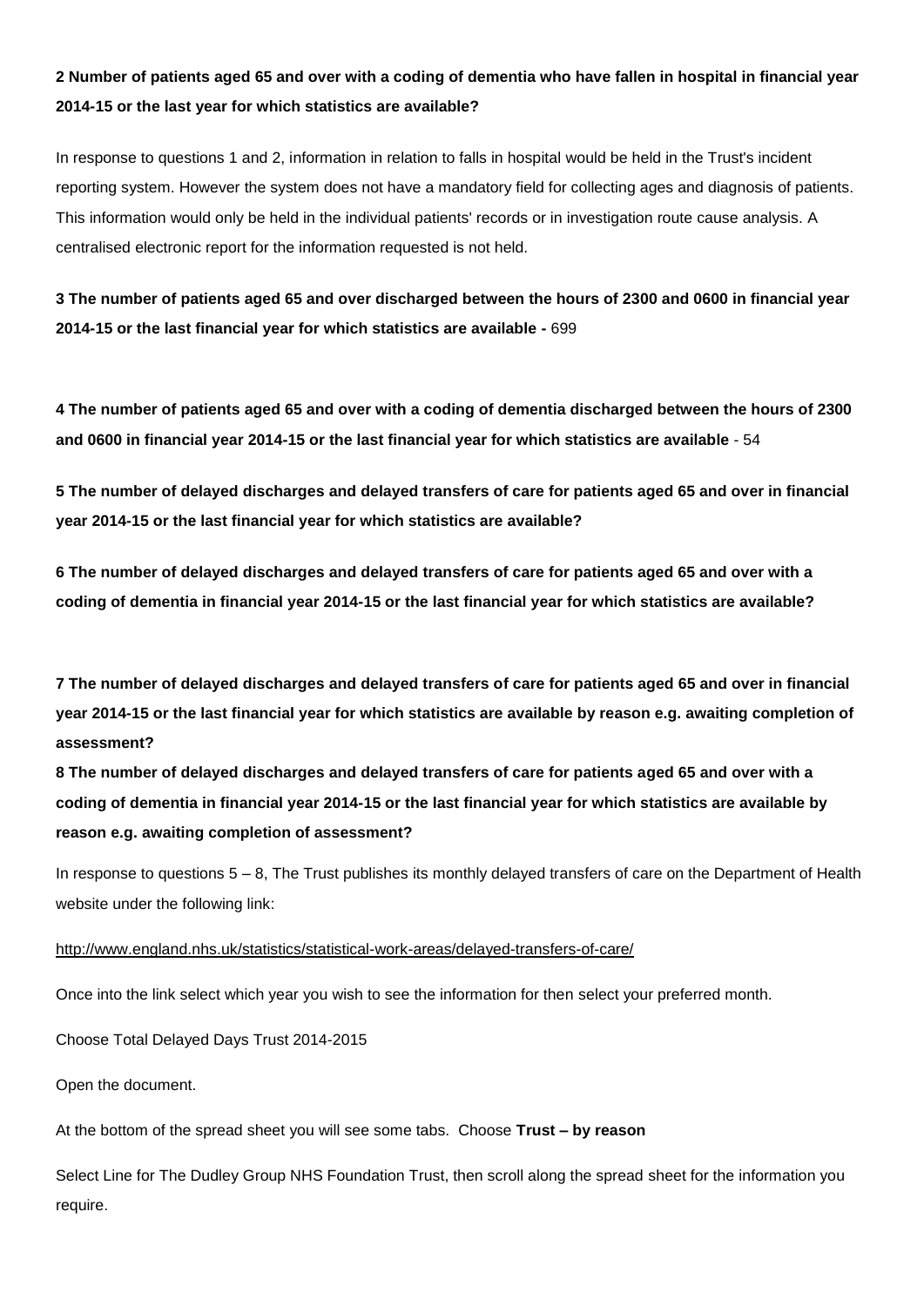**2 Number of patients aged 65 and over with a coding of dementia who have fallen in hospital in financial year 2014-15 or the last year for which statistics are available?**

In response to questions 1 and 2, information in relation to falls in hospital would be held in the Trust's incident reporting system. However the system does not have a mandatory field for collecting ages and diagnosis of patients. This information would only be held in the individual patients' records or in investigation route cause analysis. A centralised electronic report for the information requested is not held.

**3 The number of patients aged 65 and over discharged between the hours of 2300 and 0600 in financial year 2014-15 or the last financial year for which statistics are available -** 699

**4 The number of patients aged 65 and over with a coding of dementia discharged between the hours of 2300 and 0600 in financial year 2014-15 or the last financial year for which statistics are available** - 54

**5 The number of delayed discharges and delayed transfers of care for patients aged 65 and over in financial year 2014-15 or the last financial year for which statistics are available?**

**6 The number of delayed discharges and delayed transfers of care for patients aged 65 and over with a coding of dementia in financial year 2014-15 or the last financial year for which statistics are available?**

**7 The number of delayed discharges and delayed transfers of care for patients aged 65 and over in financial year 2014-15 or the last financial year for which statistics are available by reason e.g. awaiting completion of assessment?**

**8 The number of delayed discharges and delayed transfers of care for patients aged 65 and over with a coding of dementia in financial year 2014-15 or the last financial year for which statistics are available by reason e.g. awaiting completion of assessment?**

In response to questions 5 – 8, The Trust publishes its monthly delayed transfers of care on the Department of Health website under the following link:

http://www.england.nhs.uk/statistics/statistical-work-areas/delayed-transfers-of-care/

Once into the link select which year you wish to see the information for then select your preferred month.

Choose Total Delayed Days Trust 2014-2015

Open the document.

At the bottom of the spread sheet you will see some tabs. Choose **Trust – by reason**

Select Line for The Dudley Group NHS Foundation Trust, then scroll along the spread sheet for the information you require.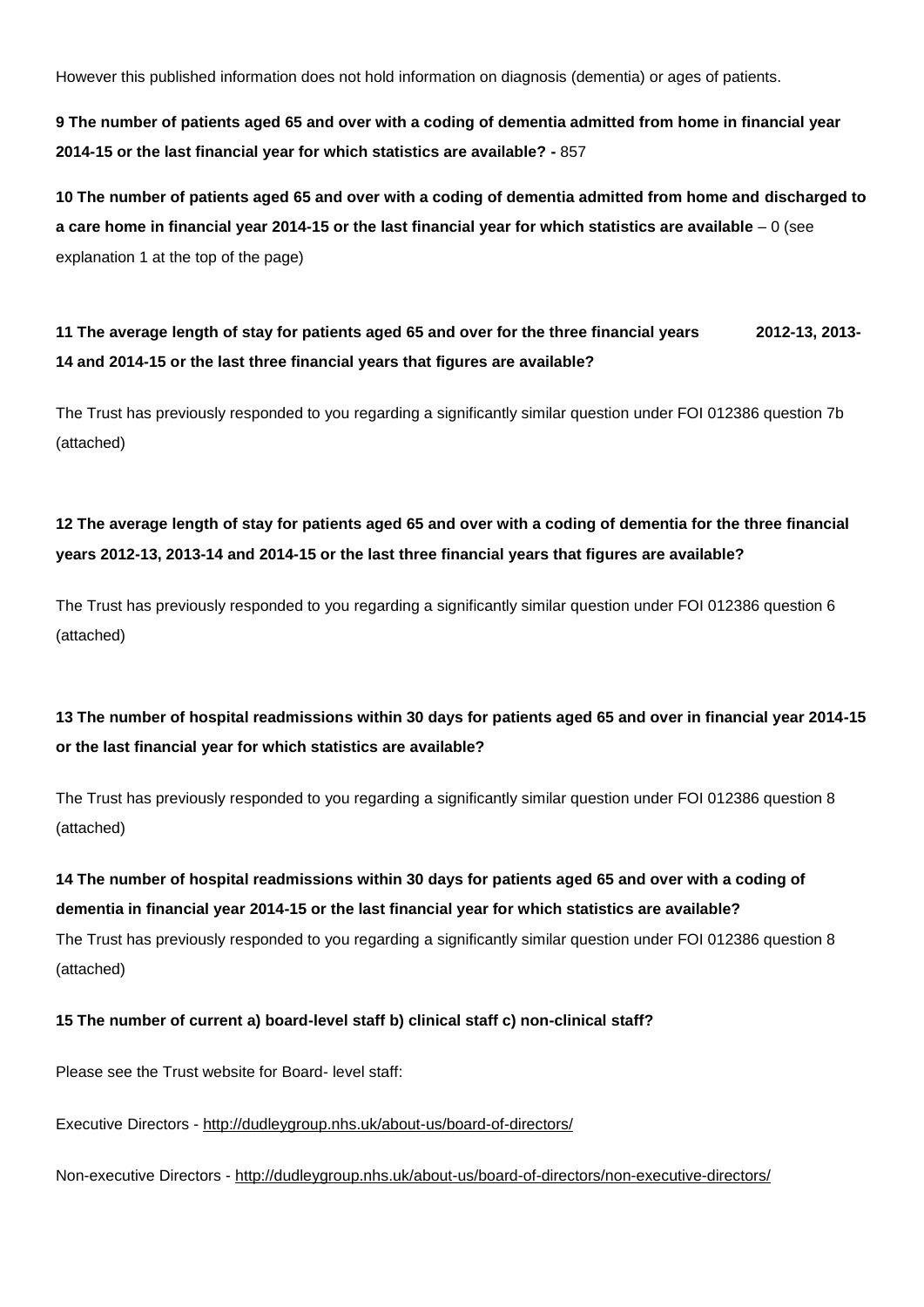However this published information does not hold information on diagnosis (dementia) or ages of patients.

**9 The number of patients aged 65 and over with a coding of dementia admitted from home in financial year 2014-15 or the last financial year for which statistics are available? -** 857

**10 The number of patients aged 65 and over with a coding of dementia admitted from home and discharged to a care home in financial year 2014-15 or the last financial year for which statistics are available** – 0 (see explanation 1 at the top of the page)

**11 The average length of stay for patients aged 65 and over for the three financial years 2012-13, 2013-14 and 2014-15 or the last three financial years that figures are available?**

The Trust has previously responded to you regarding a significantly similar question under FOI 012386 question 7b (attached)

**12 The average length of stay for patients aged 65 and over with a coding of dementia for the three financial years 2012-13, 2013-14 and 2014-15 or the last three financial years that figures are available?**

The Trust has previously responded to you regarding a significantly similar question under FOI 012386 question 6 (attached)

**13 The number of hospital readmissions within 30 days for patients aged 65 and over in financial year 2014-15 or the last financial year for which statistics are available?**

The Trust has previously responded to you regarding a significantly similar question under FOI 012386 question 8 (attached)

**14 The number of hospital readmissions within 30 days for patients aged 65 and over with a coding of dementia in financial year 2014-15 or the last financial year for which statistics are available?**

The Trust has previously responded to you regarding a significantly similar question under FOI 012386 question 8 (attached)

**15 The number of current a) board-level staff b) clinical staff c) non-clinical staff?**

Please see the Trust website for Board- level staff:

Executive Directors - http://dudleygroup.nhs.uk/about-us/board-of-directors/

Non-executive Directors - http://dudleygroup.nhs.uk/about-us/board-of-directors/non-executive-directors/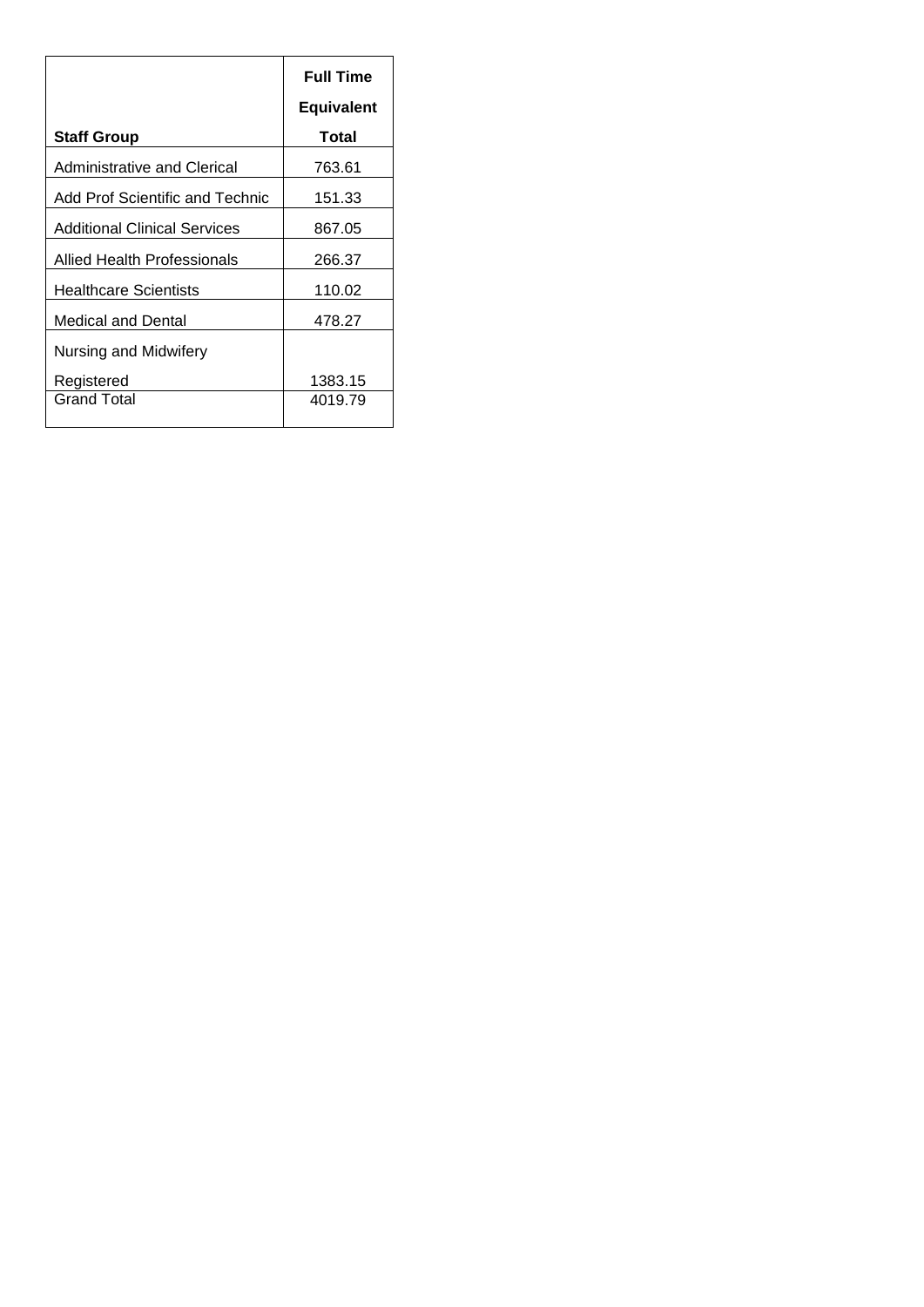| Staff Group | Full Time Equivalent Total |
| --- | --- |
| Administrative and Clerical | 763.61 |
| Add Prof Scientific and Technic | 151.33 |
| Additional Clinical Services | 867.05 |
| Allied Health Professionals | 266.37 |
| Healthcare Scientists | 110.02 |
| Medical and Dental | 478.27 |
| Nursing and Midwifery Registered | 1383.15 |
| Grand Total | 4019.79 |